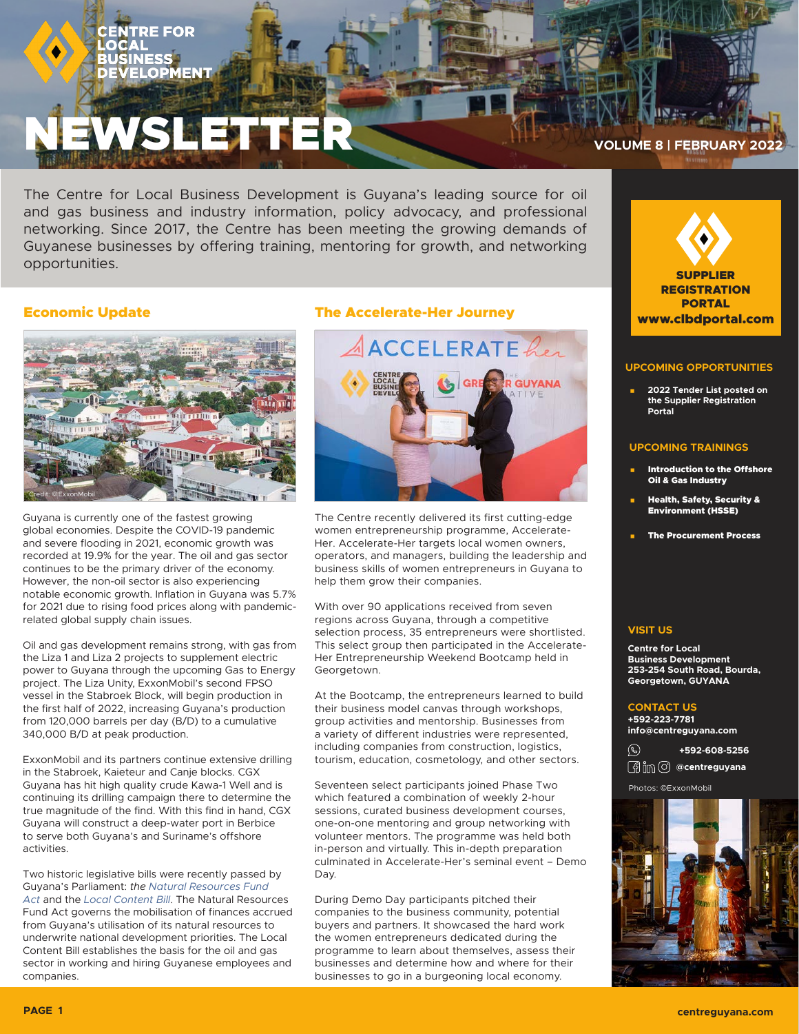# CENTRE FOR LOCAL BUSINESS DEVELOPMENT NEWSLETTER

VOLUME 8 | FEBRUARY 2022

The Centre for Local Business Development is Guyana's leading source for oil and gas business and industry information, policy advocacy, and professional networking. Since 2017, the Centre has been meeting the growing demands of Guyanese businesses by offering training, mentoring for growth, and networking opportunities.

## Economic Update

Credit: ©ExxonMobil

Guyana is currently one of the fastest growing global economies. Despite the COVID-19 pandemic and severe flooding in 2021, economic growth was recorded at 19.9% for the year. The oil and gas sector continues to be the primary driver of the economy. However, the non-oil sector is also experiencing notable economic growth. Inflation in Guyana was 5.7% for 2021 due to rising food prices along with pandemic-related global supply chain issues.

Oil and gas development remains strong, with gas from the Liza 1 and Liza 2 projects to supplement electric power to Guyana through the upcoming Gas to Energy project. The Liza Unity, ExxonMobil's second FPSO vessel in the Stabroek Block, will begin production in the first half of 2022, increasing Guyana's production from 120,000 barrels per day (B/D) to a cumulative 340,000 B/D at peak production.

ExxonMobil and its partners continue extensive drilling in the Stabroek, Kaieteur and Canje blocks. CGX Guyana has hit high quality crude Kawa-1 Well and is continuing its drilling campaign there to determine the true magnitude of the find. With this find in hand, CGX Guyana will construct a deep-water port in Berbice to serve both Guyana's and Suriname's offshore activities.

Two historic legislative bills were recently passed by Guyana's Parliament: *the Natural Resources Fund Act* and the *Local Content Bill*. The Natural Resources Fund Act governs the mobilisation of finances accrued from Guyana's utilisation of its natural resources to underwrite national development priorities. The Local Content Bill establishes the basis for the oil and gas sector in working and hiring Guyanese employees and companies.

## The Accelerate-Her Journey

The Centre recently delivered its first cutting-edge women entrepreneurship programme, Accelerate-Her. Accelerate-Her targets local women owners, operators, and managers, building the leadership and business skills of women entrepreneurs in Guyana to help them grow their companies.

With over 90 applications received from seven regions across Guyana, through a competitive selection process, 35 entrepreneurs were shortlisted. This select group then participated in the Accelerate-Her Entrepreneurship Weekend Bootcamp held in Georgetown.

At the Bootcamp, the entrepreneurs learned to build their business model canvas through workshops, group activities and mentorship. Businesses from a variety of different industries were represented, including companies from construction, logistics, tourism, education, cosmetology, and other sectors.

Seventeen select participants joined Phase Two which featured a combination of weekly 2-hour sessions, curated business development courses, one-on-one mentoring and group networking with volunteer mentors. The programme was held both in-person and virtually. This in-depth preparation culminated in Accelerate-Her's seminal event – Demo Day.

During Demo Day participants pitched their companies to the business community, potential buyers and partners. It showcased the hard work the women entrepreneurs dedicated during the programme to learn about themselves, assess their businesses and determine how and where for their businesses to go in a burgeoning local economy.

**SUPPLIER REGISTRATION PORTAL**
**www.clbdportal.com**

### UPCOMING OPPORTUNITIES

- **2022 Tender List posted on the Supplier Registration Portal**

### UPCOMING TRAININGS

- **Introduction to the Offshore Oil & Gas Industry**
- **Health, Safety, Security & Environment (HSSE)**
- **The Procurement Process**

### VISIT US

**Centre for Local Business Development**
**253-254 South Road, Bourda, Georgetown, GUYANA**

### CONTACT US

**+592-223-7781**
**info@centreguyana.com**

**+592-608-5256**

**@centreguyana**

Photos: ©ExxonMobil

centreguyana.com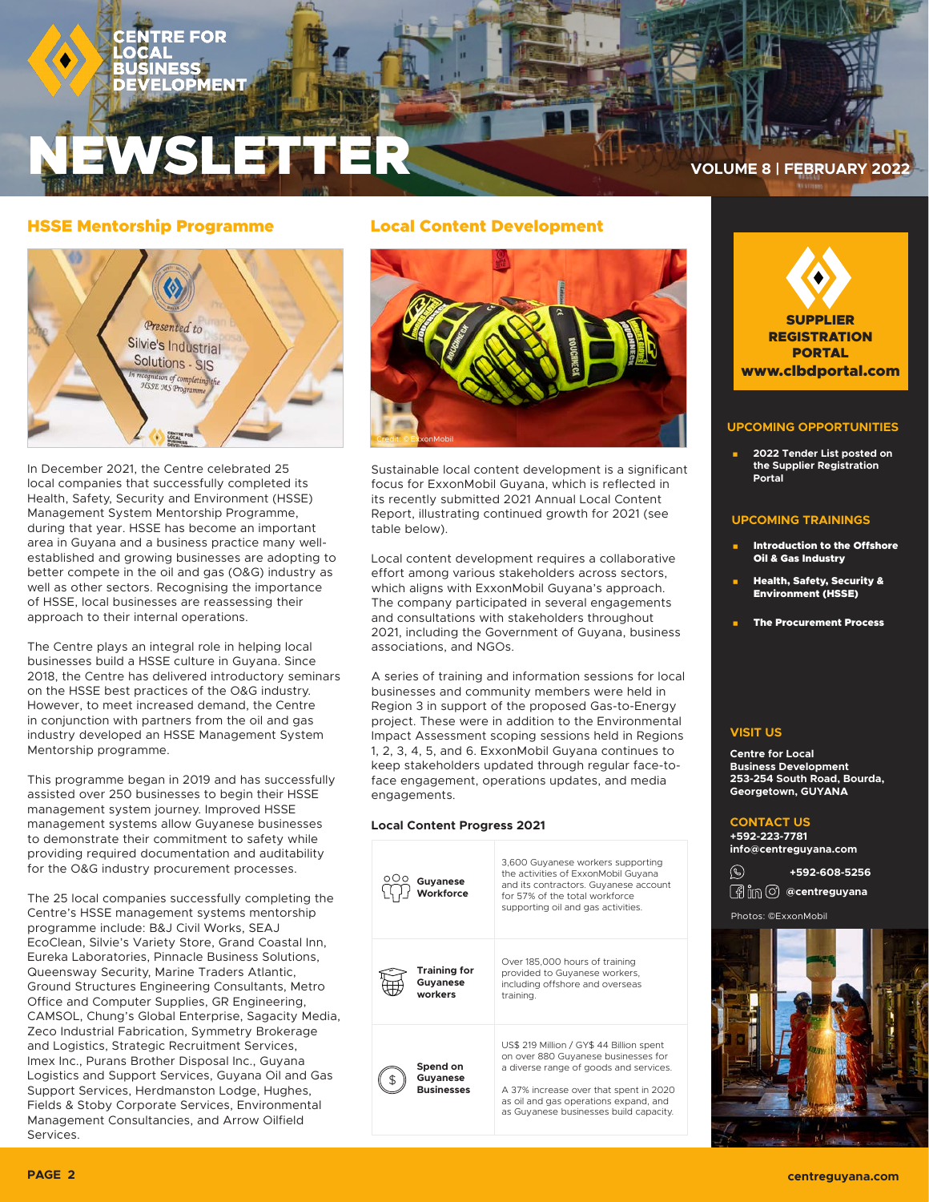# NEWSLETTER

CENTRE FOR LOCAL BUSINESS DEVELOPMENT

VOLUME 8 | FEBRUARY 2022

## HSSE Mentorship Programme

In December 2021, the Centre celebrated 25 local companies that successfully completed its Health, Safety, Security and Environment (HSSE) Management System Mentorship Programme, during that year. HSSE has become an important area in Guyana and a business practice many well-established and growing businesses are adopting to better compete in the oil and gas (O&G) industry as well as other sectors. Recognising the importance of HSSE, local businesses are reassessing their approach to their internal operations.

The Centre plays an integral role in helping local businesses build a HSSE culture in Guyana. Since 2018, the Centre has delivered introductory seminars on the HSSE best practices of the O&G industry. However, to meet increased demand, the Centre in conjunction with partners from the oil and gas industry developed an HSSE Management System Mentorship programme.

This programme began in 2019 and has successfully assisted over 250 businesses to begin their HSSE management system journey. Improved HSSE management systems allow Guyanese businesses to demonstrate their commitment to safety while providing required documentation and auditability for the O&G industry procurement processes.

The 25 local companies successfully completing the Centre's HSSE management systems mentorship programme include: B&J Civil Works, SEAJ EcoClean, Silvie's Variety Store, Grand Coastal Inn, Eureka Laboratories, Pinnacle Business Solutions, Queensway Security, Marine Traders Atlantic, Ground Structures Engineering Consultants, Metro Office and Computer Supplies, GR Engineering, CAMSOL, Chung's Global Enterprise, Sagacity Media, Zeco Industrial Fabrication, Symmetry Brokerage and Logistics, Strategic Recruitment Services, Imex Inc., Purans Brother Disposal Inc., Guyana Logistics and Support Services, Guyana Oil and Gas Support Services, Herdmanston Lodge, Hughes, Fields & Stoby Corporate Services, Environmental Management Consultancies, and Arrow Oilfield Services.

## Local Content Development

Credit: © ExxonMobil

Sustainable local content development is a significant focus for ExxonMobil Guyana, which is reflected in its recently submitted 2021 Annual Local Content Report, illustrating continued growth for 2021 (see table below).

Local content development requires a collaborative effort among various stakeholders across sectors, which aligns with ExxonMobil Guyana's approach. The company participated in several engagements and consultations with stakeholders throughout 2021, including the Government of Guyana, business associations, and NGOs.

A series of training and information sessions for local businesses and community members were held in Region 3 in support of the proposed Gas-to-Energy project. These were in addition to the Environmental Impact Assessment scoping sessions held in Regions 1, 2, 3, 4, 5, and 6. ExxonMobil Guyana continues to keep stakeholders updated through regular face-to-face engagement, operations updates, and media engagements.

**Local Content Progress 2021**

| | |
|---|---|
| **Guyanese Workforce** | 3,600 Guyanese workers supporting the activities of ExxonMobil Guyana and its contractors. Guyanese account for 57% of the total workforce supporting oil and gas activities. |
| **Training for Guyanese workers** | Over 185,000 hours of training provided to Guyanese workers, including offshore and overseas training. |
| **Spend on Guyanese Businesses** | US$ 219 Million / GY$ 44 Billion spent on over 880 Guyanese businesses for a diverse range of goods and services.<br><br>A 37% increase over that spent in 2020 as oil and gas operations expand, and as Guyanese businesses build capacity. |

**SUPPLIER REGISTRATION PORTAL**
**www.clbdportal.com**

### UPCOMING OPPORTUNITIES

- **2022 Tender List posted on the Supplier Registration Portal**

### UPCOMING TRAININGS

- **Introduction to the Offshore Oil & Gas Industry**
- **Health, Safety, Security & Environment (HSSE)**
- **The Procurement Process**

### VISIT US

**Centre for Local Business Development**
**253-254 South Road, Bourda, Georgetown, GUYANA**

### CONTACT US

**+592-223-7781**
**info@centreguyana.com**

**+592-608-5256**

**@centreguyana**

Photos: ©ExxonMobil

centreguyana.com